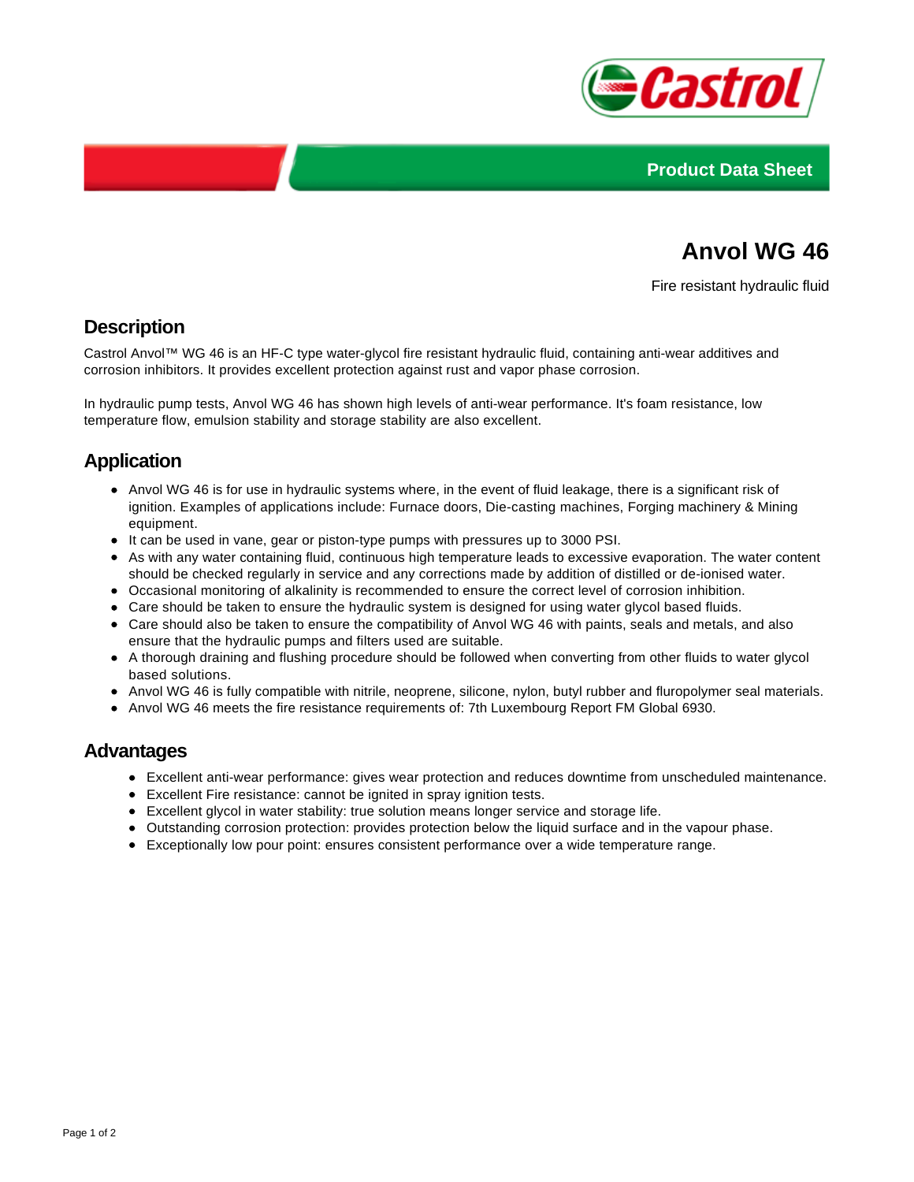Product Data Sheet

# Anvol WG 46

Fire resistant hydraulic fluid

## Description

Castrol Anvol™ WG 46 is an HF-C type water-glycol fire resistant hydraulic fluid, containing anti-wear additives and corrosion inhibitors. It provides excellent protection against rust and vapor phase corrosion.

In hydraulic pump tests, Anvol WG 46 has shown high levels of anti-wear performance. It's foam resistance, low temperature flow, emulsion stability and storage stability are also excellent.

## Application

- Anvol WG 46 is for use in hydraulic systems where, in the event of fluid leakage, there is a significant risk of ignition. Examples of applications include: Furnace doors, Die-casting machines, Forging machinery & Mining equipment.
- It can be used in vane, gear or piston-type pumps with pressures up to 3000 PSI.
- As with any water containing fluid, continuous high temperature leads to excessive evaporation. The water content should be checked regularly in service and any corrections made by addition of distilled or de-ionised water.
- Occasional monitoring of alkalinity is recommended to ensure the correct level of corrosion inhibition.
- Care should be taken to ensure the hydraulic system is designed for using water glycol based fluids.
- Care should also be taken to ensure the compatibility of Anvol WG 46 with paints, seals and metals, and also ensure that the hydraulic pumps and filters used are suitable.
- A thorough draining and flushing procedure should be followed when converting from other fluids to water glycol based solutions.
- Anvol WG 46 is fully compatible with nitrile, neoprene, silicone, nylon, butyl rubber and fluropolymer seal materials.
- Anvol WG 46 meets the fire resistance requirements of: 7th Luxembourg Report FM Global 6930.

## Advantages

- Excellent anti-wear performance: gives wear protection and reduces downtime from unscheduled maintenance.
- Excellent Fire resistance: cannot be ignited in spray ignition tests.
- Excellent glycol in water stability: true solution means longer service and storage life.
- Outstanding corrosion protection: provides protection below the liquid surface and in the vapour phase.
- Exceptionally low pour point: ensures consistent performance over a wide temperature range.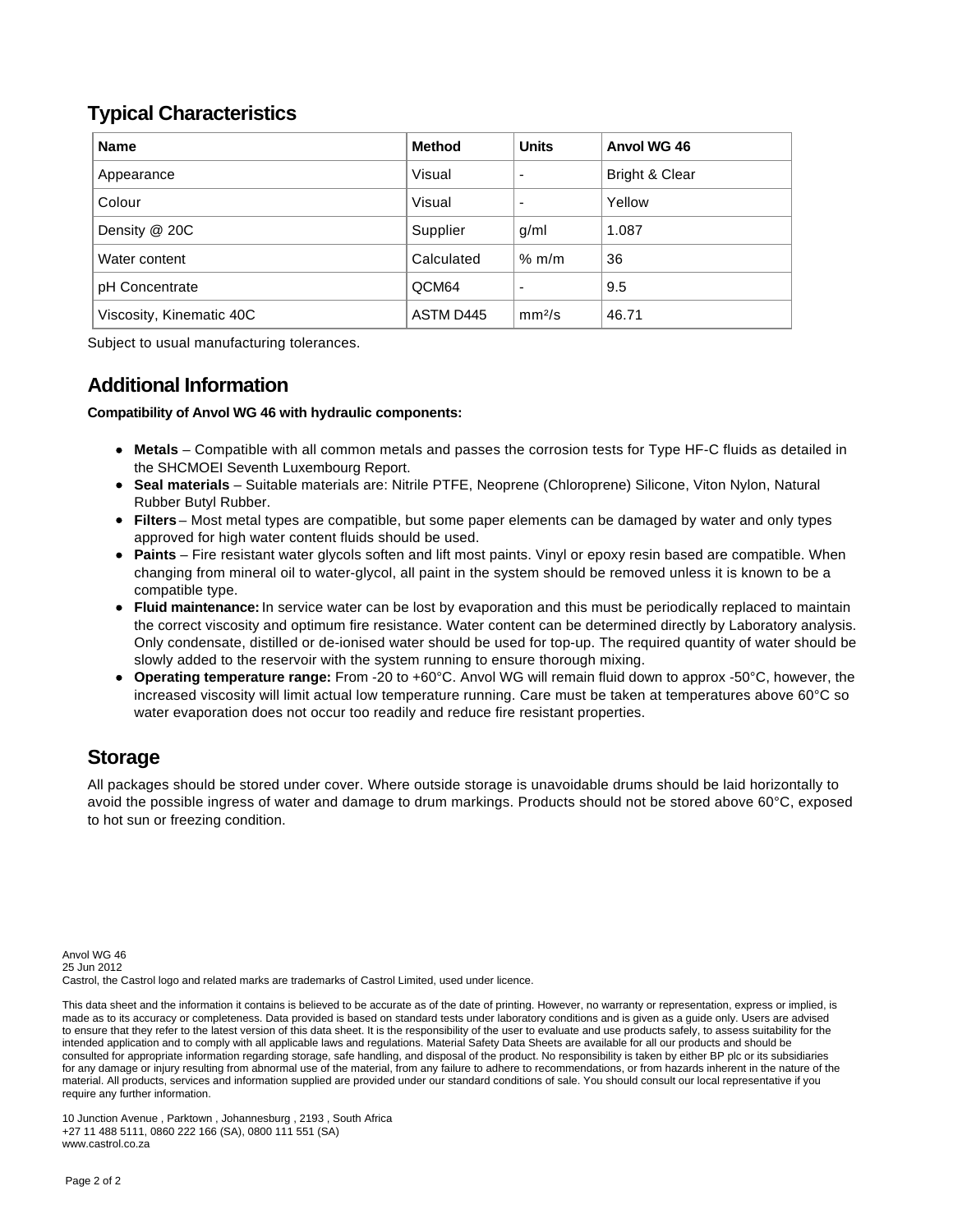## Typical Characteristics

| Name | Method | Units | Anvol WG 46 |
| --- | --- | --- | --- |
| Appearance | Visual | - | Bright & Clear |
| Colour | Visual | - | Yellow |
| Density @ 20C | Supplier | g/ml | 1.087 |
| Water content | Calculated | % m/m | 36 |
| pH Concentrate | QCM64 | - | 9.5 |
| Viscosity, Kinematic 40C | ASTM D445 | $mm^2/s$ | 46.71 |

Subject to usual manufacturing tolerances.

## Additional Information

**Compatibility of Anvol WG 46 with hydraulic components:**

- **Metals** – Compatible with all common metals and passes the corrosion tests for Type HF-C fluids as detailed in the SHCMOEI Seventh Luxembourg Report.
- **Seal materials** – Suitable materials are: Nitrile PTFE, Neoprene (Chloroprene) Silicone, Viton Nylon, Natural Rubber Butyl Rubber.
- **Filters** – Most metal types are compatible, but some paper elements can be damaged by water and only types approved for high water content fluids should be used.
- **Paints** – Fire resistant water glycols soften and lift most paints. Vinyl or epoxy resin based are compatible. When changing from mineral oil to water-glycol, all paint in the system should be removed unless it is known to be a compatible type.
- **Fluid maintenance:** In service water can be lost by evaporation and this must be periodically replaced to maintain the correct viscosity and optimum fire resistance. Water content can be determined directly by Laboratory analysis. Only condensate, distilled or de-ionised water should be used for top-up. The required quantity of water should be slowly added to the reservoir with the system running to ensure thorough mixing.
- **Operating temperature range:** From -20 to +60°C. Anvol WG will remain fluid down to approx -50°C, however, the increased viscosity will limit actual low temperature running. Care must be taken at temperatures above 60°C so water evaporation does not occur too readily and reduce fire resistant properties.

## Storage

All packages should be stored under cover. Where outside storage is unavoidable drums should be laid horizontally to avoid the possible ingress of water and damage to drum markings. Products should not be stored above 60°C, exposed to hot sun or freezing condition.

Anvol WG 46
25 Jun 2012
Castrol, the Castrol logo and related marks are trademarks of Castrol Limited, used under licence.

This data sheet and the information it contains is believed to be accurate as of the date of printing. However, no warranty or representation, express or implied, is made as to its accuracy or completeness. Data provided is based on standard tests under laboratory conditions and is given as a guide only. Users are advised to ensure that they refer to the latest version of this data sheet. It is the responsibility of the user to evaluate and use products safely, to assess suitability for the intended application and to comply with all applicable laws and regulations. Material Safety Data Sheets are available for all our products and should be consulted for appropriate information regarding storage, safe handling, and disposal of the product. No responsibility is taken by either BP plc or its subsidiaries for any damage or injury resulting from abnormal use of the material, from any failure to adhere to recommendations, or from hazards inherent in the nature of the material. All products, services and information supplied are provided under our standard conditions of sale. You should consult our local representative if you require any further information.

10 Junction Avenue , Parktown , Johannesburg , 2193 , South Africa
+27 11 488 5111, 0860 222 166 (SA), 0800 111 551 (SA)
www.castrol.co.za